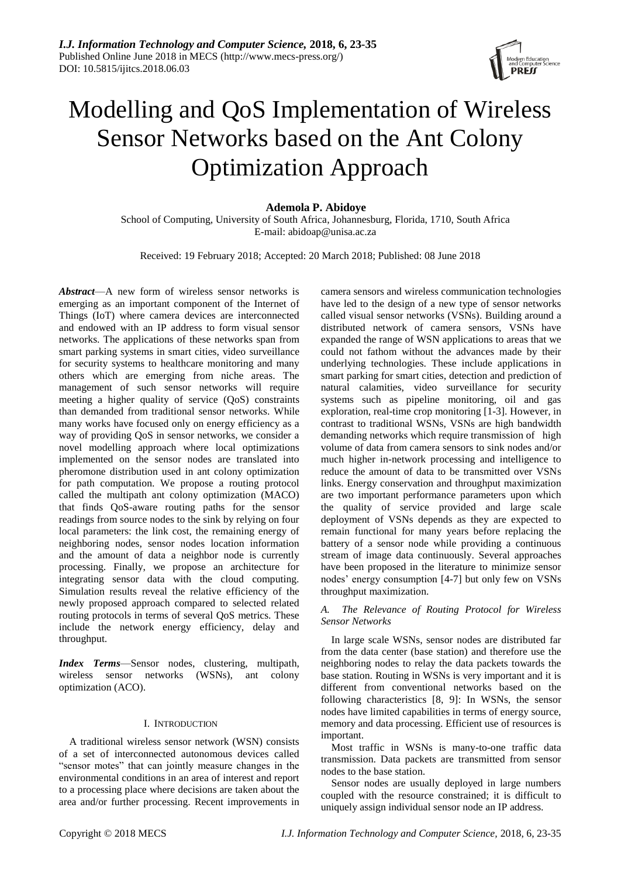# Modelling and QoS Implementation of Wireless Sensor Networks based on the Ant Colony Optimization Approach

**Ademola P. Abidoye**

School of Computing, University of South Africa, Johannesburg, Florida, 1710, South Africa
E-mail: abidoap@unisa.ac.za

Received: 19 February 2018; Accepted: 20 March 2018; Published: 08 June 2018

***Abstract***—A new form of wireless sensor networks is emerging as an important component of the Internet of Things (IoT) where camera devices are interconnected and endowed with an IP address to form visual sensor networks. The applications of these networks span from smart parking systems in smart cities, video surveillance for security systems to healthcare monitoring and many others which are emerging from niche areas. The management of such sensor networks will require meeting a higher quality of service (QoS) constraints than demanded from traditional sensor networks. While many works have focused only on energy efficiency as a way of providing QoS in sensor networks, we consider a novel modelling approach where local optimizations implemented on the sensor nodes are translated into pheromone distribution used in ant colony optimization for path computation. We propose a routing protocol called the multipath ant colony optimization (MACO) that finds QoS-aware routing paths for the sensor readings from source nodes to the sink by relying on four local parameters: the link cost, the remaining energy of neighboring nodes, sensor nodes location information and the amount of data a neighbor node is currently processing. Finally, we propose an architecture for integrating sensor data with the cloud computing. Simulation results reveal the relative efficiency of the newly proposed approach compared to selected related routing protocols in terms of several QoS metrics. These include the network energy efficiency, delay and throughput.

***Index Terms***—Sensor nodes, clustering, multipath, wireless sensor networks (WSNs), ant colony optimization (ACO).

## I. Introduction

A traditional wireless sensor network (WSN) consists of a set of interconnected autonomous devices called "sensor motes" that can jointly measure changes in the environmental conditions in an area of interest and report to a processing place where decisions are taken about the area and/or further processing. Recent improvements in camera sensors and wireless communication technologies have led to the design of a new type of sensor networks called visual sensor networks (VSNs). Building around a distributed network of camera sensors, VSNs have expanded the range of WSN applications to areas that we could not fathom without the advances made by their underlying technologies. These include applications in smart parking for smart cities, detection and prediction of natural calamities, video surveillance for security systems such as pipeline monitoring, oil and gas exploration, real-time crop monitoring [1-3]. However, in contrast to traditional WSNs, VSNs are high bandwidth demanding networks which require transmission of high volume of data from camera sensors to sink nodes and/or much higher in-network processing and intelligence to reduce the amount of data to be transmitted over VSNs links. Energy conservation and throughput maximization are two important performance parameters upon which the quality of service provided and large scale deployment of VSNs depends as they are expected to remain functional for many years before replacing the battery of a sensor node while providing a continuous stream of image data continuously. Several approaches have been proposed in the literature to minimize sensor nodes' energy consumption [4-7] but only few on VSNs throughput maximization.

### *A. The Relevance of Routing Protocol for Wireless Sensor Networks*

In large scale WSNs, sensor nodes are distributed far from the data center (base station) and therefore use the neighboring nodes to relay the data packets towards the base station. Routing in WSNs is very important and it is different from conventional networks based on the following characteristics [8, 9]: In WSNs, the sensor nodes have limited capabilities in terms of energy source, memory and data processing. Efficient use of resources is important.

Most traffic in WSNs is many-to-one traffic data transmission. Data packets are transmitted from sensor nodes to the base station.

Sensor nodes are usually deployed in large numbers coupled with the resource constrained; it is difficult to uniquely assign individual sensor node an IP address.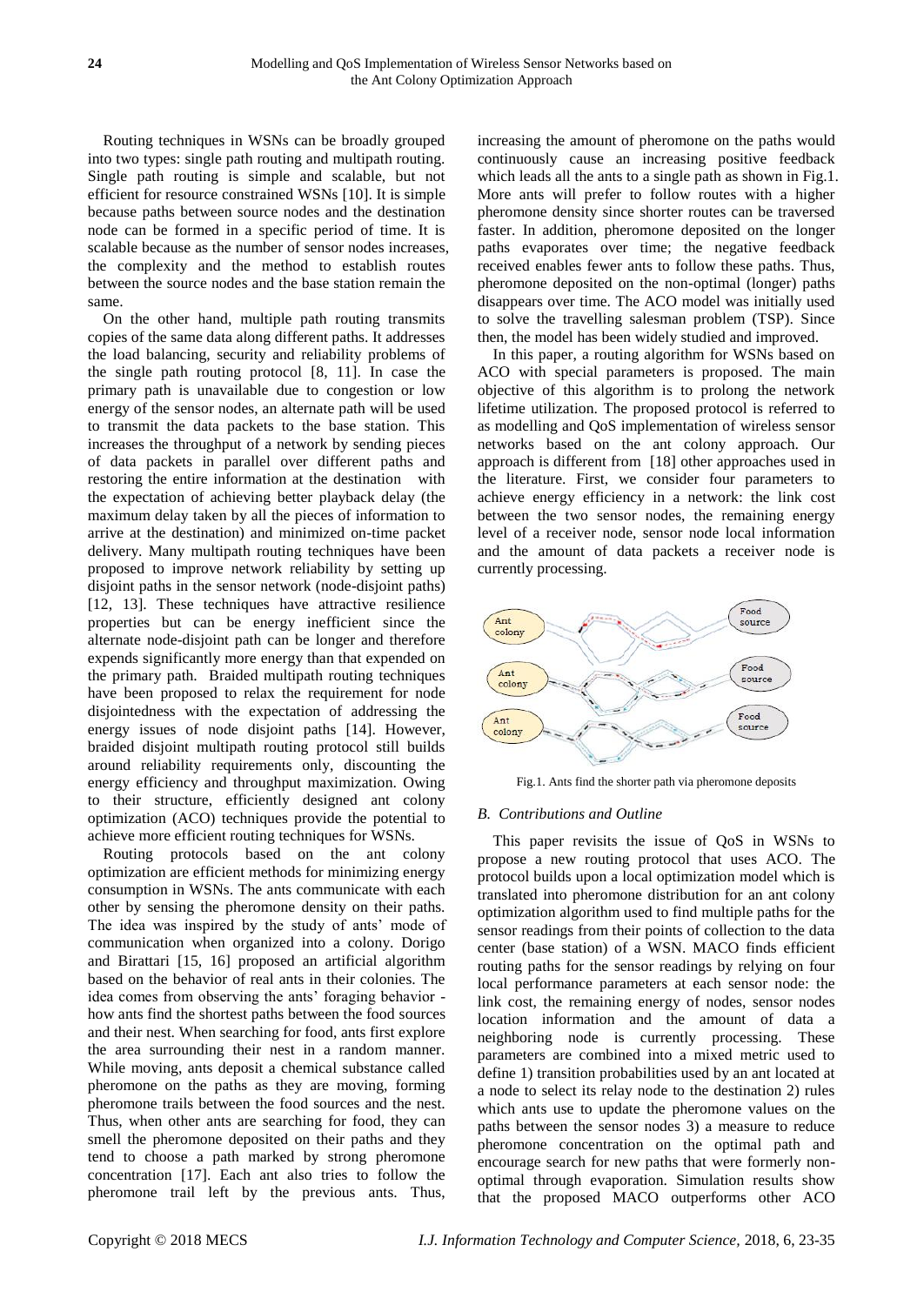Routing techniques in WSNs can be broadly grouped into two types: single path routing and multipath routing. Single path routing is simple and scalable, but not efficient for resource constrained WSNs [10]. It is simple because paths between source nodes and the destination node can be formed in a specific period of time. It is scalable because as the number of sensor nodes increases, the complexity and the method to establish routes between the source nodes and the base station remain the same.

On the other hand, multiple path routing transmits copies of the same data along different paths. It addresses the load balancing, security and reliability problems of the single path routing protocol [8, 11]. In case the primary path is unavailable due to congestion or low energy of the sensor nodes, an alternate path will be used to transmit the data packets to the base station. This increases the throughput of a network by sending pieces of data packets in parallel over different paths and restoring the entire information at the destination with the expectation of achieving better playback delay (the maximum delay taken by all the pieces of information to arrive at the destination) and minimized on-time packet delivery. Many multipath routing techniques have been proposed to improve network reliability by setting up disjoint paths in the sensor network (node-disjoint paths) [12, 13]. These techniques have attractive resilience properties but can be energy inefficient since the alternate node-disjoint path can be longer and therefore expends significantly more energy than that expended on the primary path. Braided multipath routing techniques have been proposed to relax the requirement for node disjointedness with the expectation of addressing the energy issues of node disjoint paths [14]. However, braided disjoint multipath routing protocol still builds around reliability requirements only, discounting the energy efficiency and throughput maximization. Owing to their structure, efficiently designed ant colony optimization (ACO) techniques provide the potential to achieve more efficient routing techniques for WSNs.

Routing protocols based on the ant colony optimization are efficient methods for minimizing energy consumption in WSNs. The ants communicate with each other by sensing the pheromone density on their paths. The idea was inspired by the study of ants' mode of communication when organized into a colony. Dorigo and Birattari [15, 16] proposed an artificial algorithm based on the behavior of real ants in their colonies. The idea comes from observing the ants' foraging behavior - how ants find the shortest paths between the food sources and their nest. When searching for food, ants first explore the area surrounding their nest in a random manner. While moving, ants deposit a chemical substance called pheromone on the paths as they are moving, forming pheromone trails between the food sources and the nest. Thus, when other ants are searching for food, they can smell the pheromone deposited on their paths and they tend to choose a path marked by strong pheromone concentration [17]. Each ant also tries to follow the pheromone trail left by the previous ants. Thus, increasing the amount of pheromone on the paths would continuously cause an increasing positive feedback which leads all the ants to a single path as shown in Fig.1. More ants will prefer to follow routes with a higher pheromone density since shorter routes can be traversed faster. In addition, pheromone deposited on the longer paths evaporates over time; the negative feedback received enables fewer ants to follow these paths. Thus, pheromone deposited on the non-optimal (longer) paths disappears over time. The ACO model was initially used to solve the travelling salesman problem (TSP). Since then, the model has been widely studied and improved.

In this paper, a routing algorithm for WSNs based on ACO with special parameters is proposed. The main objective of this algorithm is to prolong the network lifetime utilization. The proposed protocol is referred to as modelling and QoS implementation of wireless sensor networks based on the ant colony approach. Our approach is different from [18] other approaches used in the literature. First, we consider four parameters to achieve energy efficiency in a network: the link cost between the two sensor nodes, the remaining energy level of a receiver node, sensor node local information and the amount of data packets a receiver node is currently processing.

Fig.1. Ants find the shorter path via pheromone deposits

### B. Contributions and Outline

This paper revisits the issue of QoS in WSNs to propose a new routing protocol that uses ACO. The protocol builds upon a local optimization model which is translated into pheromone distribution for an ant colony optimization algorithm used to find multiple paths for the sensor readings from their points of collection to the data center (base station) of a WSN. MACO finds efficient routing paths for the sensor readings by relying on four local performance parameters at each sensor node: the link cost, the remaining energy of nodes, sensor nodes location information and the amount of data a neighboring node is currently processing. These parameters are combined into a mixed metric used to define 1) transition probabilities used by an ant located at a node to select its relay node to the destination 2) rules which ants use to update the pheromone values on the paths between the sensor nodes 3) a measure to reduce pheromone concentration on the optimal path and encourage search for new paths that were formerly non-optimal through evaporation. Simulation results show that the proposed MACO outperforms other ACO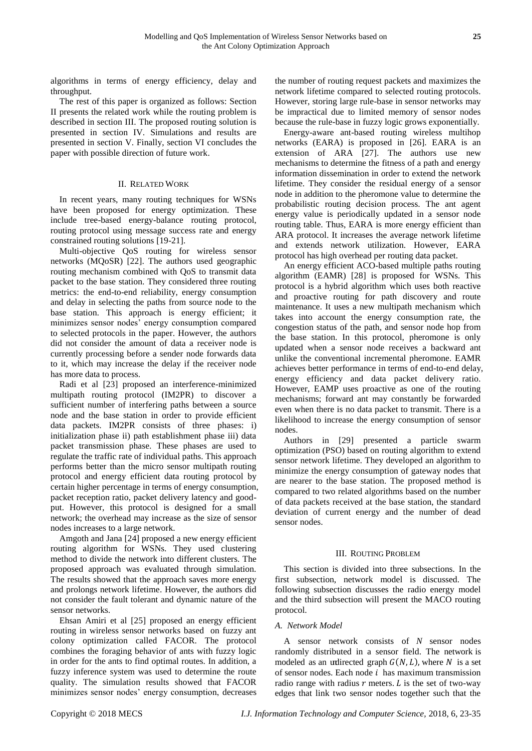algorithms in terms of energy efficiency, delay and throughput.

The rest of this paper is organized as follows: Section II presents the related work while the routing problem is described in section III. The proposed routing solution is presented in section IV. Simulations and results are presented in section V. Finally, section VI concludes the paper with possible direction of future work.

## II. Related Work

In recent years, many routing techniques for WSNs have been proposed for energy optimization. These include tree-based energy-balance routing protocol, routing protocol using message success rate and energy constrained routing solutions [19-21].

Multi-objective QoS routing for wireless sensor networks (MQoSR) [22]. The authors used geographic routing mechanism combined with QoS to transmit data packet to the base station. They considered three routing metrics: the end-to-end reliability, energy consumption and delay in selecting the paths from source node to the base station. This approach is energy efficient; it minimizes sensor nodes' energy consumption compared to selected protocols in the paper. However, the authors did not consider the amount of data a receiver node is currently processing before a sender node forwards data to it, which may increase the delay if the receiver node has more data to process.

Radi et al [23] proposed an interference-minimized multipath routing protocol (IM2PR) to discover a sufficient number of interfering paths between a source node and the base station in order to provide efficient data packets. IM2PR consists of three phases: i) initialization phase ii) path establishment phase iii) data packet transmission phase. These phases are used to regulate the traffic rate of individual paths. This approach performs better than the micro sensor multipath routing protocol and energy efficient data routing protocol by certain higher percentage in terms of energy consumption, packet reception ratio, packet delivery latency and good-put. However, this protocol is designed for a small network; the overhead may increase as the size of sensor nodes increases to a large network.

Amgoth and Jana [24] proposed a new energy efficient routing algorithm for WSNs. They used clustering method to divide the network into different clusters. The proposed approach was evaluated through simulation. The results showed that the approach saves more energy and prolongs network lifetime. However, the authors did not consider the fault tolerant and dynamic nature of the sensor networks.

Ehsan Amiri et al [25] proposed an energy efficient routing in wireless sensor networks based on fuzzy ant colony optimization called FACOR. The protocol combines the foraging behavior of ants with fuzzy logic in order for the ants to find optimal routes. In addition, a fuzzy inference system was used to determine the route quality. The simulation results showed that FACOR minimizes sensor nodes' energy consumption, decreases the number of routing request packets and maximizes the network lifetime compared to selected routing protocols. However, storing large rule-base in sensor networks may be impractical due to limited memory of sensor nodes because the rule-base in fuzzy logic grows exponentially.

Energy-aware ant-based routing wireless multihop networks (EARA) is proposed in [26]. EARA is an extension of ARA [27]. The authors use new mechanisms to determine the fitness of a path and energy information dissemination in order to extend the network lifetime. They consider the residual energy of a sensor node in addition to the pheromone value to determine the probabilistic routing decision process. The ant agent energy value is periodically updated in a sensor node routing table. Thus, EARA is more energy efficient than ARA protocol. It increases the average network lifetime and extends network utilization. However, EARA protocol has high overhead per routing data packet.

An energy efficient ACO-based multiple paths routing algorithm (EAMR) [28] is proposed for WSNs. This protocol is a hybrid algorithm which uses both reactive and proactive routing for path discovery and route maintenance. It uses a new multipath mechanism which takes into account the energy consumption rate, the congestion status of the path, and sensor node hop from the base station. In this protocol, pheromone is only updated when a sensor node receives a backward ant unlike the conventional incremental pheromone. EAMR achieves better performance in terms of end-to-end delay, energy efficiency and data packet delivery ratio. However, EAMP uses proactive as one of the routing mechanisms; forward ant may constantly be forwarded even when there is no data packet to transmit. There is a likelihood to increase the energy consumption of sensor nodes.

Authors in [29] presented a particle swarm optimization (PSO) based on routing algorithm to extend sensor network lifetime. They developed an algorithm to minimize the energy consumption of gateway nodes that are nearer to the base station. The proposed method is compared to two related algorithms based on the number of data packets received at the base station, the standard deviation of current energy and the number of dead sensor nodes.

## III. Routing Problem

This section is divided into three subsections. In the first subsection, network model is discussed. The following subsection discusses the radio energy model and the third subsection will present the MACO routing protocol.

### A. Network Model

A sensor network consists of $N$ sensor nodes randomly distributed in a sensor field. The network is modeled as an undirected graph $G(N, L)$, where $N$ is a set of sensor nodes. Each node $i$ has maximum transmission radio range with radius $r$ meters. $L$ is the set of two-way edges that link two sensor nodes together such that the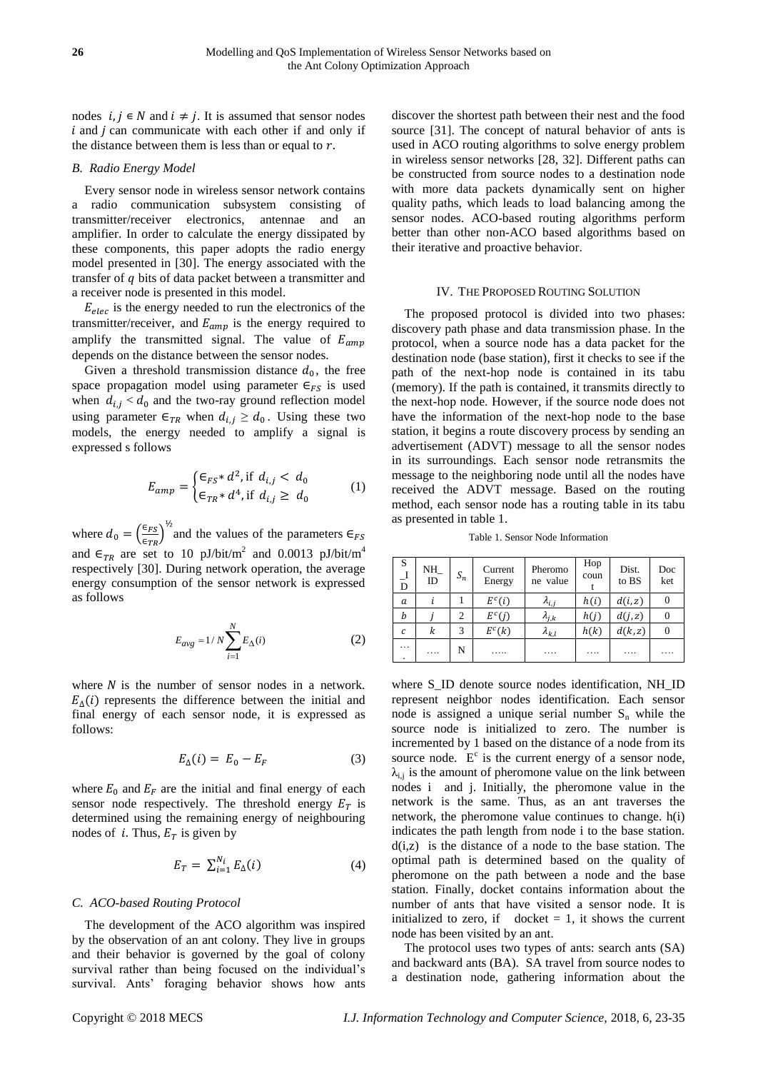nodes $i, j \in N$ and $i \neq j$. It is assumed that sensor nodes $i$ and $j$ can communicate with each other if and only if the distance between them is less than or equal to $r$.

### B. Radio Energy Model

Every sensor node in wireless sensor network contains a radio communication subsystem consisting of transmitter/receiver electronics, antennae and an amplifier. In order to calculate the energy dissipated by these components, this paper adopts the radio energy model presented in [30]. The energy associated with the transfer of $q$ bits of data packet between a transmitter and a receiver node is presented in this model.

$E_{elec}$ is the energy needed to run the electronics of the transmitter/receiver, and $E_{amp}$ is the energy required to amplify the transmitted signal. The value of $E_{amp}$ depends on the distance between the sensor nodes.

Given a threshold transmission distance $d_0$, the free space propagation model using parameter $\in_{FS}$ is used when $d_{i,j} < d_0$ and the two-ray ground reflection model using parameter $\in_{TR}$ when $d_{i,j} \geq d_0$. Using these two models, the energy needed to amplify a signal is expressed s follows

$$E_{amp} = \begin{cases} \in_{FS} * d^2, \text{if } d_{i,j} < d_0 \\ \in_{TR} * d^4, \text{if } d_{i,j} \geq d_0 \end{cases} \quad (1)$$

where $d_0 = \left(\frac{\in_{FS}}{\in_{TR}}\right)^{½}$ and the values of the parameters $\in_{FS}$ and $\in_{TR}$ are set to 10 pJ/bit/m$^2$ and 0.0013 pJ/bit/m$^4$ respectively [30]. During network operation, the average energy consumption of the sensor network is expressed as follows

$$E_{avg} = 1/N \sum_{i=1}^{N} E_{\Delta}(i) \quad (2)$$

where $N$ is the number of sensor nodes in a network. $E_{\Delta}(i)$ represents the difference between the initial and final energy of each sensor node, it is expressed as follows:

$$E_{\Delta}(i) = E_0 - E_F \quad (3)$$

where $E_0$ and $E_F$ are the initial and final energy of each sensor node respectively. The threshold energy $E_T$ is determined using the remaining energy of neighbouring nodes of $i$. Thus, $E_T$ is given by

$$E_T = \sum_{i=1}^{N_i} E_{\Delta}(i) \quad (4)$$

### C. ACO-based Routing Protocol

The development of the ACO algorithm was inspired by the observation of an ant colony. They live in groups and their behavior is governed by the goal of colony survival rather than being focused on the individual's survival. Ants' foraging behavior shows how ants discover the shortest path between their nest and the food source [31]. The concept of natural behavior of ants is used in ACO routing algorithms to solve energy problem in wireless sensor networks [28, 32]. Different paths can be constructed from source nodes to a destination node with more data packets dynamically sent on higher quality paths, which leads to load balancing among the sensor nodes. ACO-based routing algorithms perform better than other non-ACO based algorithms based on their iterative and proactive behavior.

## IV. The Proposed Routing Solution

The proposed protocol is divided into two phases: discovery path phase and data transmission phase. In the protocol, when a source node has a data packet for the destination node (base station), first it checks to see if the path of the next-hop node is contained in its tabu (memory). If the path is contained, it transmits directly to the next-hop node. However, if the source node does not have the information of the next-hop node to the base station, it begins a route discovery process by sending an advertisement (ADVT) message to all the sensor nodes in its surroundings. Each sensor node retransmits the message to the neighboring node until all the nodes have received the ADVT message. Based on the routing method, each sensor node has a routing table in its tabu as presented in table 1.

Table 1. Sensor Node Information

| S_ID | NH_ID | $S_n$ | Current Energy | Pheromone value | Hop count | Dist. to BS | Docket |
|---|---|---|---|---|---|---|---|
| $a$ | $i$ | 1 | $E^c(i)$ | $\lambda_{i,j}$ | $h(i)$ | $d(i,z)$ | 0 |
| $b$ | $j$ | 2 | $E^c(j)$ | $\lambda_{j,k}$ | $h(j)$ | $d(j,z)$ | 0 |
| $c$ | $k$ | 3 | $E^c(k)$ | $\lambda_{k,l}$ | $h(k)$ | $d(k,z)$ | 0 |
| …. | …. | N | ….. | …. | …. | …. | …. |

where S_ID denote source nodes identification, NH_ID represent neighbor nodes identification. Each sensor node is assigned a unique serial number $S_n$ while the source node is initialized to zero. The number is incremented by 1 based on the distance of a node from its source node. $E^c$ is the current energy of a sensor node, $\lambda_{i,j}$ is the amount of pheromone value on the link between nodes i and j. Initially, the pheromone value in the network is the same. Thus, as an ant traverses the network, the pheromone value continues to change. h(i) indicates the path length from node i to the base station. d(i,z) is the distance of a node to the base station. The optimal path is determined based on the quality of pheromone on the path between a node and the base station. Finally, docket contains information about the number of ants that have visited a sensor node. It is initialized to zero, if docket = 1, it shows the current node has been visited by an ant.

The protocol uses two types of ants: search ants (SA) and backward ants (BA). SA travel from source nodes to a destination node, gathering information about the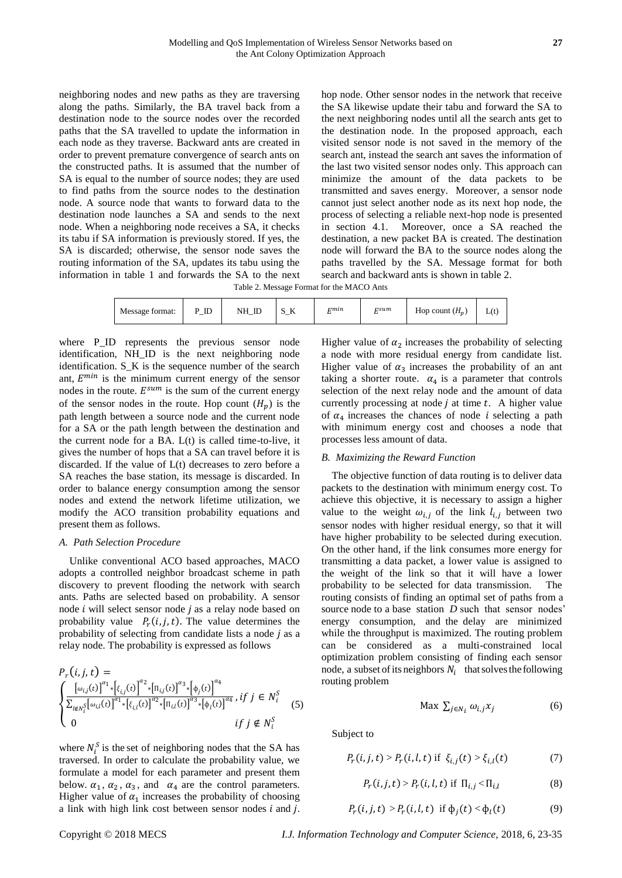neighboring nodes and new paths as they are traversing along the paths. Similarly, the BA travel back from a destination node to the source nodes over the recorded paths that the SA travelled to update the information in each node as they traverse. Backward ants are created in order to prevent premature convergence of search ants on the constructed paths. It is assumed that the number of SA is equal to the number of source nodes; they are used to find paths from the source nodes to the destination node. A source node that wants to forward data to the destination node launches a SA and sends to the next node. When a neighboring node receives a SA, it checks its tabu if SA information is previously stored. If yes, the SA is discarded; otherwise, the sensor node saves the routing information of the SA, updates its tabu using the information in table 1 and forwards the SA to the next hop node. Other sensor nodes in the network that receive the SA likewise update their tabu and forward the SA to the next neighboring nodes until all the search ants get to the destination node. In the proposed approach, each visited sensor node is not saved in the memory of the search ant, instead the search ant saves the information of the last two visited sensor nodes only. This approach can minimize the amount of the data packets to be transmitted and saves energy. Moreover, a sensor node cannot just select another node as its next hop node, the process of selecting a reliable next-hop node is presented in section 4.1. Moreover, once a SA reached the destination, a new packet BA is created. The destination node will forward the BA to the source nodes along the paths travelled by the SA. Message format for both search and backward ants is shown in table 2.

Table 2. Message Format for the MACO Ants

| Message format: | P_ID | NH_ID | S_K | $E^{min}$ | $E^{sum}$ | Hop count ($H_p$) | L(t) |
|---|---|---|---|---|---|---|---|

where P_ID represents the previous sensor node identification, NH_ID is the next neighboring node identification. S_K is the sequence number of the search ant, $E^{min}$ is the minimum current energy of the sensor nodes in the route. $E^{sum}$ is the sum of the current energy of the sensor nodes in the route. Hop count ($H_p$) is the path length between a source node and the current node for a SA or the path length between the destination and the current node for a BA. L(t) is called time-to-live, it gives the number of hops that a SA can travel before it is discarded. If the value of L(t) decreases to zero before a SA reaches the base station, its message is discarded. In order to balance energy consumption among the sensor nodes and extend the network lifetime utilization, we modify the ACO transition probability equations and present them as follows.

### A. Path Selection Procedure

Unlike conventional ACO based approaches, MACO adopts a controlled neighbor broadcast scheme in path discovery to prevent flooding the network with search ants. Paths are selected based on probability. A sensor node $i$ will select sensor node $j$ as a relay node based on probability value $P_r(i,j,t)$. The value determines the probability of selecting from candidate lists a node $j$ as a relay node. The probability is expressed as follows

$$P_r(i,j,t) = \begin{cases} \frac{[\omega_{i,j}(t)]^{\alpha_1} * [\xi_{i,j}(t)]^{\alpha_2} * [\Pi_{i,j}(t)]^{\alpha_3} * [\phi_j(t)]^{\alpha_4}}{\sum_{l \notin N_i^S} [\omega_{i,l}(t)]^{\alpha_1} * [\xi_{i,l}(t)]^{\alpha_2} * [\Pi_{i,l}(t)]^{\alpha_3} * [\phi_l(t)]^{\alpha_4}}, & if\ j \in N_i^S \\ 0 & if\ j \notin N_i^S \end{cases} \quad (5)$$

where $N_i^S$ is the set of neighboring nodes that the SA has traversed. In order to calculate the probability value, we formulate a model for each parameter and present them below. $\alpha_1$, $\alpha_2$, $\alpha_3$, and $\alpha_4$ are the control parameters. Higher value of $\alpha_1$ increases the probability of choosing a link with high link cost between sensor nodes $i$ and $j$. Higher value of $\alpha_2$ increases the probability of selecting a node with more residual energy from candidate list. Higher value of $\alpha_3$ increases the probability of an ant taking a shorter route. $\alpha_4$ is a parameter that controls selection of the next relay node and the amount of data currently processing at node $j$ at time $t$. A higher value of $\alpha_4$ increases the chances of node $i$ selecting a path with minimum energy cost and chooses a node that processes less amount of data.

### B. Maximizing the Reward Function

The objective function of data routing is to deliver data packets to the destination with minimum energy cost. To achieve this objective, it is necessary to assign a higher value to the weight $\omega_{i,j}$ of the link $l_{i,j}$ between two sensor nodes with higher residual energy, so that it will have higher probability to be selected during execution. On the other hand, if the link consumes more energy for transmitting a data packet, a lower value is assigned to the weight of the link so that it will have a lower probability to be selected for data transmission. The routing consists of finding an optimal set of paths from a source node to a base station $D$ such that sensor nodes' energy consumption, and the delay are minimized while the throughput is maximized. The routing problem can be considered as a multi-constrained local optimization problem consisting of finding each sensor node, a subset of its neighbors $N_i$ that solves the following routing problem

$$\text{Max } \sum_{j \in N_i} \omega_{i,j} x_j \quad (6)$$

Subject to

$$P_r(i,j,t) > P_r(i,l,t) \text{ if } \xi_{i,j}(t) > \xi_{i,l}(t) \quad (7)$$

$$P_r(i,j,t) > P_r(i,l,t) \text{ if } \Pi_{i,j} < \Pi_{i,l} \quad (8)$$

$$P_r(i,j,t) > P_r(i,l,t) \text{ if } \phi_j(t) < \phi_l(t) \quad (9)$$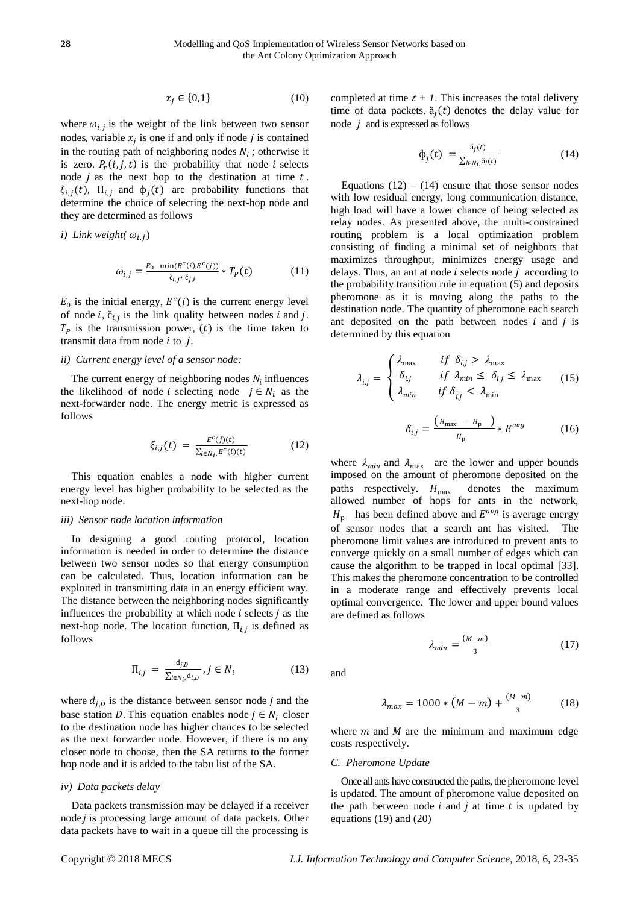$$x_j \in \{0,1\} \tag{10}$$

where $\omega_{i,j}$ is the weight of the link between two sensor nodes, variable $x_j$ is one if and only if node $j$ is contained in the routing path of neighboring nodes $N_i$ ; otherwise it is zero. $P_r(i,j,t)$ is the probability that node $i$ selects node $j$ as the next hop to the destination at time $t$ . $\xi_{i,j}(t)$, $\Pi_{i,j}$ and $\phi_j(t)$ are probability functions that determine the choice of selecting the next-hop node and they are determined as follows

*i) Link weight( $\omega_{i,j}$)*

$$\omega_{i,j} = \frac{E_0 - \min(E^c(i), E^c(j))}{\check{c}_{i,j} * \check{c}_{j,i}} * T_P(t) \tag{11}$$

$E_0$ is the initial energy, $E^c(i)$ is the current energy level of node $i$, $\check{c}_{i,j}$ is the link quality between nodes $i$ and $j$. $T_P$ is the transmission power, $(t)$ is the time taken to transmit data from node $i$ to $j$.

*ii) Current energy level of a sensor node:*

The current energy of neighboring nodes $N_i$ influences the likelihood of node $i$ selecting node $j \in N_i$ as the next-forwarder node. The energy metric is expressed as follows

$$\xi_{i,j}(t) = \frac{E^c(j)(t)}{\sum_{l \in N_i} E^c(l)(t)} \tag{12}$$

This equation enables a node with higher current energy level has higher probability to be selected as the next-hop node.

*iii) Sensor node location information*

In designing a good routing protocol, location information is needed in order to determine the distance between two sensor nodes so that energy consumption can be calculated. Thus, location information can be exploited in transmitting data in an energy efficient way. The distance between the neighboring nodes significantly influences the probability at which node $i$ selects $j$ as the next-hop node. The location function, $\Pi_{i,j}$ is defined as follows

$$\Pi_{i,j} = \frac{d_{j,D}}{\sum_{l \in N_i} d_{l,D}}, j \in N_i \tag{13}$$

where $d_{j,D}$ is the distance between sensor node $j$ and the base station $D$. This equation enables node $j \in N_i$ closer to the destination node has higher chances to be selected as the next forwarder node. However, if there is no any closer node to choose, then the SA returns to the former hop node and it is added to the tabu list of the SA.

*iv) Data packets delay*

Data packets transmission may be delayed if a receiver node $j$ is processing large amount of data packets. Other data packets have to wait in a queue till the processing is completed at time $t + 1$. This increases the total delivery time of data packets. $\ddot{a}_j(t)$ denotes the delay value for node $j$ and is expressed as follows

$$\phi_j(t) = \frac{\ddot{a}_j(t)}{\sum_{l \in N_i} \ddot{a}_l(t)} \tag{14}$$

Equations (12) – (14) ensure that those sensor nodes with low residual energy, long communication distance, high load will have a lower chance of being selected as relay nodes. As presented above, the multi-constrained routing problem is a local optimization problem consisting of finding a minimal set of neighbors that maximizes throughput, minimizes energy usage and delays. Thus, an ant at node $i$ selects node $j$ according to the probability transition rule in equation (5) and deposits pheromone as it is moving along the paths to the destination node. The quantity of pheromone each search ant deposited on the path between nodes $i$ and $j$ is determined by this equation

$$\lambda_{i,j} = \begin{cases} \lambda_{\max} & if\ \delta_{i,j} > \lambda_{\max} \\ \delta_{i,j} & if\ \lambda_{min} \le \delta_{i,j} \le \lambda_{\max} \\ \lambda_{min} & if\ \delta_{i,j} < \lambda_{\min} \end{cases} \tag{15}$$

$$\delta_{i,j} = \frac{(H_{\max} - H_{p})}{H_{p}} * E^{avg} \tag{16}$$

where $\lambda_{min}$ and $\lambda_{\max}$ are the lower and upper bounds imposed on the amount of pheromone deposited on the paths respectively. $H_{\max}$ denotes the maximum allowed number of hops for ants in the network, $H_{p}$ has been defined above and $E^{avg}$ is average energy of sensor nodes that a search ant has visited. The pheromone limit values are introduced to prevent ants to converge quickly on a small number of edges which can cause the algorithm to be trapped in local optimal [33]. This makes the pheromone concentration to be controlled in a moderate range and effectively prevents local optimal convergence. The lower and upper bound values are defined as follows

$$\lambda_{min} = \frac{(M-m)}{3} \tag{17}$$

and

$$\lambda_{max} = 1000 * (M-m) + \frac{(M-m)}{3} \tag{18}$$

where $m$ and $M$ are the minimum and maximum edge costs respectively.

### C. Pheromone Update

Once all ants have constructed the paths, the pheromone level is updated. The amount of pheromone value deposited on the path between node $i$ and $j$ at time $t$ is updated by equations (19) and (20)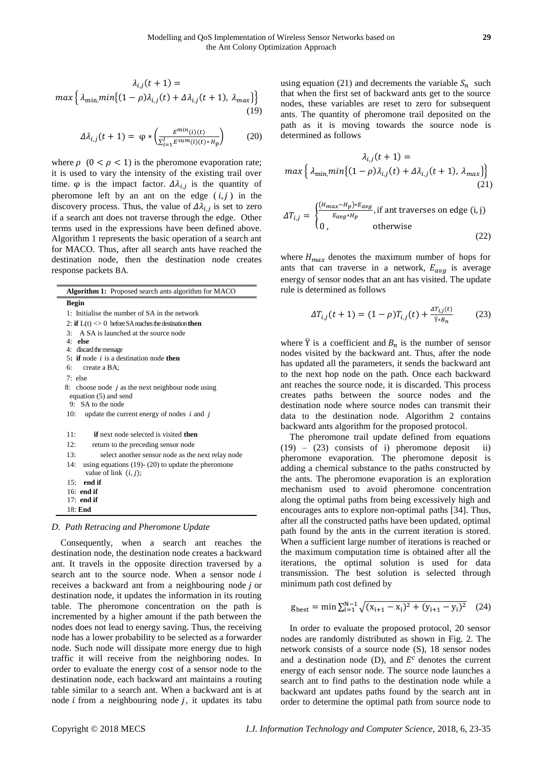$$\lambda_{i,j}(t+1) = max\left\{ \lambda_{\min,} min\left\{(1-\rho)\lambda_{i,j}(t) + \Delta\lambda_{i,j}(t+1),\ \lambda_{max}\right\}\right\} \quad (19)$$

$$\Delta\lambda_{i,j}(t+1) = \varphi * \left(\frac{E^{min}(i)(t)}{\sum_{i=1}^{l} E^{sum}(l)(t) * H_{p}}\right) \quad (20)$$

where $\rho$ $(0 < \rho < 1)$ is the pheromone evaporation rate; it is used to vary the intensity of the existing trail over time. $\varphi$ is the impact factor. $\Delta\lambda_{i,j}$ is the quantity of pheromone left by an ant on the edge $(i,j)$ in the discovery process. Thus, the value of $\Delta\lambda_{i,j}$ is set to zero if a search ant does not traverse through the edge. Other terms used in the expressions have been defined above. Algorithm 1 represents the basic operation of a search ant for MACO. Thus, after all search ants have reached the destination node, then the destination node creates response packets BA.

**Algorithm 1:** Proposed search ants algorithm for MACO

```
Begin
1: Initialise the number of SA in the network
2: if L(t) <> 0 before SA reaches the destination then
3:   A SA is launched at the source node
4: else
4: discard the message
5: if node i is a destination node then
6:   create a BA;
7: else
8: choose node j as the next neighbour node using
   equation (5) and send
9: SA to the node
10:  update the current energy of nodes i and j

11:    if next node selected is visited then
12:    return to the preceding sensor node
13:      select another sensor node as the next relay node
14:  using equations (19)- (20) to update the pheromone
     value of link (i, j);
15: end if
16: end if
17: end if
18: End
```

### D. Path Retracing and Pheromone Update

Consequently, when a search ant reaches the destination node, the destination node creates a backward ant. It travels in the opposite direction traversed by a search ant to the source node. When a sensor node $i$ receives a backward ant from a neighbouring node $j$ or destination node, it updates the information in its routing table. The pheromone concentration on the path is incremented by a higher amount if the path between the nodes does not lead to energy saving. Thus, the receiving node has a lower probability to be selected as a forwarder node. Such node will dissipate more energy due to high traffic it will receive from the neighboring nodes. In order to evaluate the energy cost of a sensor node to the destination node, each backward ant maintains a routing table similar to a search ant. When a backward ant is at node $i$ from a neighbouring node $j$, it updates its tabu using equation (21) and decrements the variable $S_n$ such that when the first set of backward ants get to the source nodes, these variables are reset to zero for subsequent ants. The quantity of pheromone trail deposited on the path as it is moving towards the source node is determined as follows

$$\lambda_{i,j}(t+1) = max\left\{ \lambda_{\min,} min\left\{(1-\rho)\lambda_{i,j}(t) + \Delta\lambda_{i,j}(t+1),\ \lambda_{max}\right\}\right\} \quad (21)$$

$$\Delta T_{i,j} = \begin{cases} \frac{(H_{max}-H_p)*E_{avg}}{E_{avg}*H_p}, & \text{if ant traverses on edge (i, j)} \\ 0, & \text{otherwise} \end{cases} \quad (22)$$

where $H_{max}$ denotes the maximum number of hops for ants that can traverse in a network, $E_{avg}$ is average energy of sensor nodes that an ant has visited. The update rule is determined as follows

$$\Delta T_{i,j}(t+1) = (1-\rho)T_{i,j}(t) + \frac{\Delta T_{i,j}(t)}{\ddot{Y} * B_n} \quad (23)$$

where $\ddot{Y}$ is a coefficient and $B_n$ is the number of sensor nodes visited by the backward ant. Thus, after the node has updated all the parameters, it sends the backward ant to the next hop node on the path. Once each backward ant reaches the source node, it is discarded. This process creates paths between the source nodes and the destination node where source nodes can transmit their data to the destination node. Algorithm 2 contains backward ants algorithm for the proposed protocol.

The pheromone trail update defined from equations (19) – (23) consists of i) pheromone deposit ii) pheromone evaporation. The pheromone deposit is adding a chemical substance to the paths constructed by the ants. The pheromone evaporation is an exploration mechanism used to avoid pheromone concentration along the optimal paths from being excessively high and encourages ants to explore non-optimal paths [34]. Thus, after all the constructed paths have been updated, optimal path found by the ants in the current iteration is stored. When a sufficient large number of iterations is reached or the maximum computation time is obtained after all the iterations, the optimal solution is used for data transmission. The best solution is selected through minimum path cost defined by

$$g_{best} = \min \sum_{i=1}^{N-1} \sqrt{(x_{i+1}-x_i)^2 + (y_{i+1}-y_i)^2} \quad (24)$$

In order to evaluate the proposed protocol, 20 sensor nodes are randomly distributed as shown in Fig. 2. The network consists of a source node (S), 18 sensor nodes and a destination node (D), and $E^c$ denotes the current energy of each sensor node. The source node launches a search ant to find paths to the destination node while a backward ant updates paths found by the search ant in order to determine the optimal path from source node to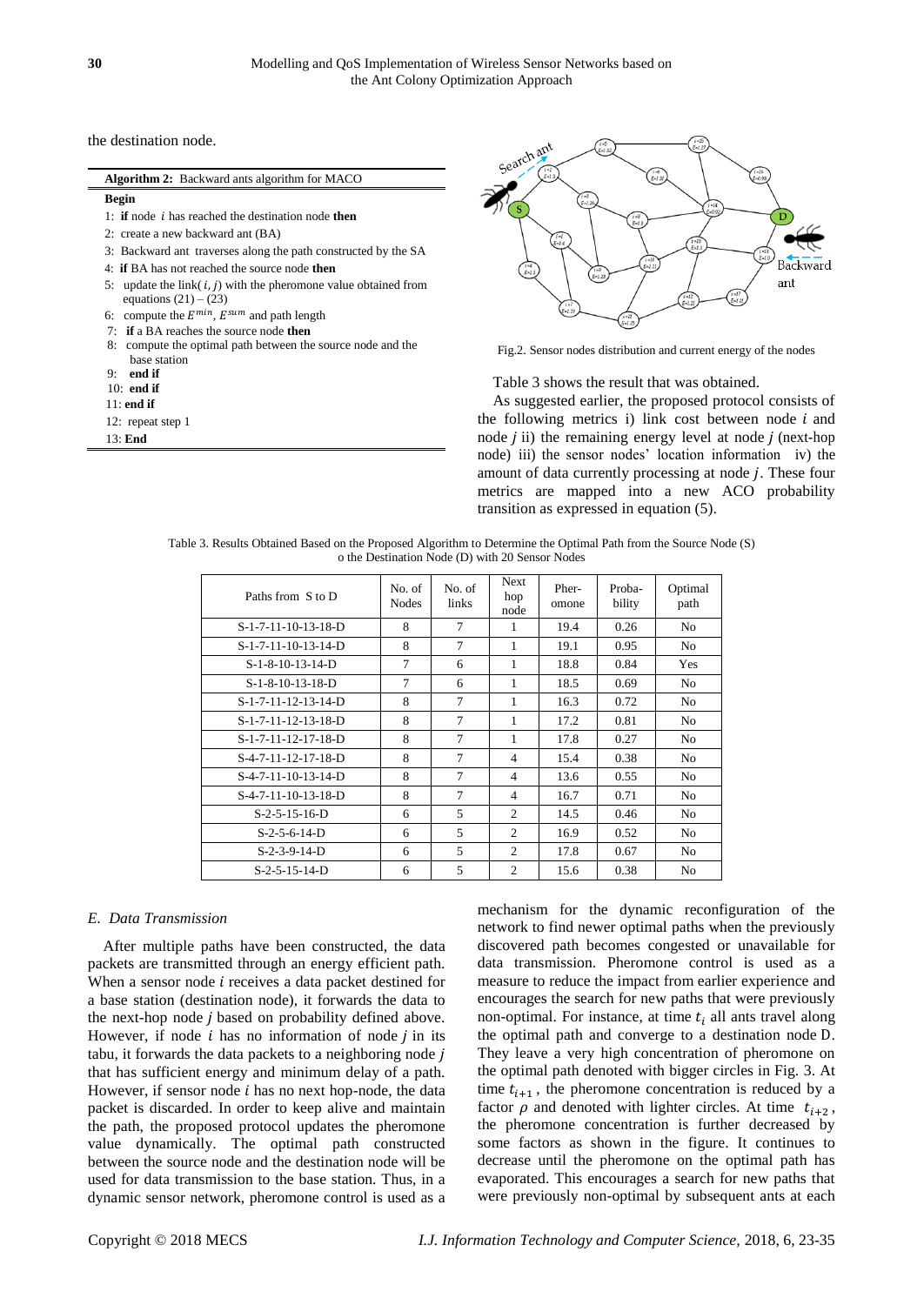the destination node.

**Algorithm 2:** Backward ants algorithm for MACO

```
Begin
1: if node i has reached the destination node then
2: create a new backward ant (BA)
3: Backward ant traverses along the path constructed by the SA
4: if BA has not reached the source node then
5:   update the link(i, j) with the pheromone value obtained from
     equations (21) – (23)
6:   compute the E^min, E^sum and path length
7:   if a BA reaches the source node then
8:     compute the optimal path between the source node and the
       base station
9:   end if
10: end if
11: end if
12: repeat step 1
13: End
```

Fig.2. Sensor nodes distribution and current energy of the nodes

Table 3 shows the result that was obtained.

As suggested earlier, the proposed protocol consists of the following metrics i) link cost between node $i$ and node $j$ ii) the remaining energy level at node $j$ (next-hop node) iii) the sensor nodes' location information iv) the amount of data currently processing at node $j$. These four metrics are mapped into a new ACO probability transition as expressed in equation (5).

Table 3. Results Obtained Based on the Proposed Algorithm to Determine the Optimal Path from the Source Node (S) o the Destination Node (D) with 20 Sensor Nodes

| Paths from S to D | No. of Nodes | No. of links | Next hop node | Pher-omone | Proba-bility | Optimal path |
|---|---|---|---|---|---|---|
| S-1-7-11-10-13-18-D | 8 | 7 | 1 | 19.4 | 0.26 | No |
| S-1-7-11-10-13-14-D | 8 | 7 | 1 | 19.1 | 0.95 | No |
| S-1-8-10-13-14-D | 7 | 6 | 1 | 18.8 | 0.84 | Yes |
| S-1-8-10-13-18-D | 7 | 6 | 1 | 18.5 | 0.69 | No |
| S-1-7-11-12-13-14-D | 8 | 7 | 1 | 16.3 | 0.72 | No |
| S-1-7-11-12-13-18-D | 8 | 7 | 1 | 17.2 | 0.81 | No |
| S-1-7-11-12-17-18-D | 8 | 7 | 1 | 17.8 | 0.27 | No |
| S-4-7-11-12-17-18-D | 8 | 7 | 4 | 15.4 | 0.38 | No |
| S-4-7-11-10-13-14-D | 8 | 7 | 4 | 13.6 | 0.55 | No |
| S-4-7-11-10-13-18-D | 8 | 7 | 4 | 16.7 | 0.71 | No |
| S-2-5-15-16-D | 6 | 5 | 2 | 14.5 | 0.46 | No |
| S-2-5-6-14-D | 6 | 5 | 2 | 16.9 | 0.52 | No |
| S-2-3-9-14-D | 6 | 5 | 2 | 17.8 | 0.67 | No |
| S-2-5-15-14-D | 6 | 5 | 2 | 15.6 | 0.38 | No |

### *E. Data Transmission*

After multiple paths have been constructed, the data packets are transmitted through an energy efficient path. When a sensor node $i$ receives a data packet destined for a base station (destination node), it forwards the data to the next-hop node $j$ based on probability defined above. However, if node $i$ has no information of node $j$ in its tabu, it forwards the data packets to a neighboring node $j$ that has sufficient energy and minimum delay of a path. However, if sensor node $i$ has no next hop-node, the data packet is discarded. In order to keep alive and maintain the path, the proposed protocol updates the pheromone value dynamically. The optimal path constructed between the source node and the destination node will be used for data transmission to the base station. Thus, in a dynamic sensor network, pheromone control is used as a mechanism for the dynamic reconfiguration of the network to find newer optimal paths when the previously discovered path becomes congested or unavailable for data transmission. Pheromone control is used as a measure to reduce the impact from earlier experience and encourages the search for new paths that were previously non-optimal. For instance, at time $t_i$ all ants travel along the optimal path and converge to a destination node D. They leave a very high concentration of pheromone on the optimal path denoted with bigger circles in Fig. 3. At time $t_{i+1}$, the pheromone concentration is reduced by a factor $\rho$ and denoted with lighter circles. At time $t_{i+2}$, the pheromone concentration is further decreased by some factors as shown in the figure. It continues to decrease until the pheromone on the optimal path has evaporated. This encourages a search for new paths that were previously non-optimal by subsequent ants at each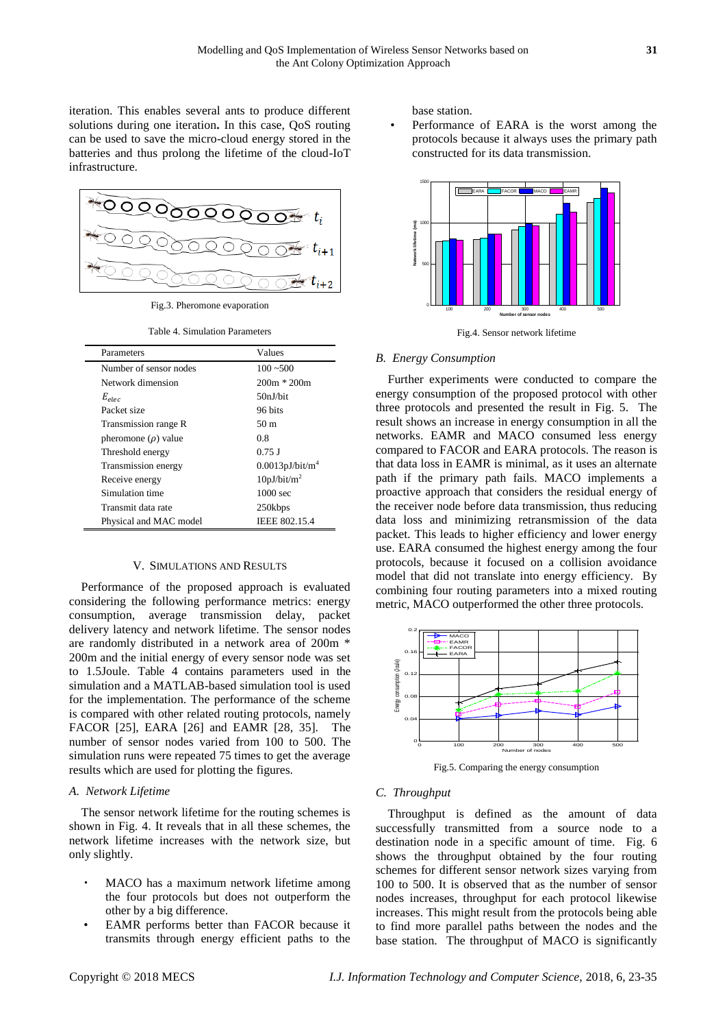iteration. This enables several ants to produce different solutions during one iteration**.** In this case, QoS routing can be used to save the micro-cloud energy stored in the batteries and thus prolong the lifetime of the cloud-IoT infrastructure.

Fig.3. Pheromone evaporation

Table 4. Simulation Parameters

| Parameters | Values |
|---|---|
| Number of sensor nodes | 100 ~500 |
| Network dimension | 200m * 200m |
| $E_{elec}$ | 50nJ/bit |
| Packet size | 96 bits |
| Transmission range R | 50 m |
| pheromone ($\rho$) value | 0.8 |
| Threshold energy | 0.75 J |
| Transmission energy | 0.0013pJ/bit/m$^4$ |
| Receive energy | 10pJ/bit/m$^2$ |
| Simulation time | 1000 sec |
| Transmit data rate | 250kbps |
| Physical and MAC model | IEEE 802.15.4 |

## V. Simulations and Results

Performance of the proposed approach is evaluated considering the following performance metrics: energy consumption, average transmission delay, packet delivery latency and network lifetime. The sensor nodes are randomly distributed in a network area of 200m * 200m and the initial energy of every sensor node was set to 1.5Joule. Table 4 contains parameters used in the simulation and a MATLAB-based simulation tool is used for the implementation. The performance of the scheme is compared with other related routing protocols, namely FACOR [25], EARA [26] and EAMR [28, 35]. The number of sensor nodes varied from 100 to 500. The simulation runs were repeated 75 times to get the average results which are used for plotting the figures.

### *A. Network Lifetime*

The sensor network lifetime for the routing schemes is shown in Fig. 4. It reveals that in all these schemes, the network lifetime increases with the network size, but only slightly.

- MACO has a maximum network lifetime among the four protocols but does not outperform the other by a big difference.
- EAMR performs better than FACOR because it transmits through energy efficient paths to the base station.
- Performance of EARA is the worst among the protocols because it always uses the primary path constructed for its data transmission.

Fig.4. Sensor network lifetime

### *B. Energy Consumption*

Further experiments were conducted to compare the energy consumption of the proposed protocol with other three protocols and presented the result in Fig. 5. The result shows an increase in energy consumption in all the networks. EAMR and MACO consumed less energy compared to FACOR and EARA protocols. The reason is that data loss in EAMR is minimal, as it uses an alternate path if the primary path fails. MACO implements a proactive approach that considers the residual energy of the receiver node before data transmission, thus reducing data loss and minimizing retransmission of the data packet. This leads to higher efficiency and lower energy use. EARA consumed the highest energy among the four protocols, because it focused on a collision avoidance model that did not translate into energy efficiency. By combining four routing parameters into a mixed routing metric, MACO outperformed the other three protocols.

Fig.5. Comparing the energy consumption

### *C. Throughput*

Throughput is defined as the amount of data successfully transmitted from a source node to a destination node in a specific amount of time. Fig. 6 shows the throughput obtained by the four routing schemes for different sensor network sizes varying from 100 to 500. It is observed that as the number of sensor nodes increases, throughput for each protocol likewise increases. This might result from the protocols being able to find more parallel paths between the nodes and the base station. The throughput of MACO is significantly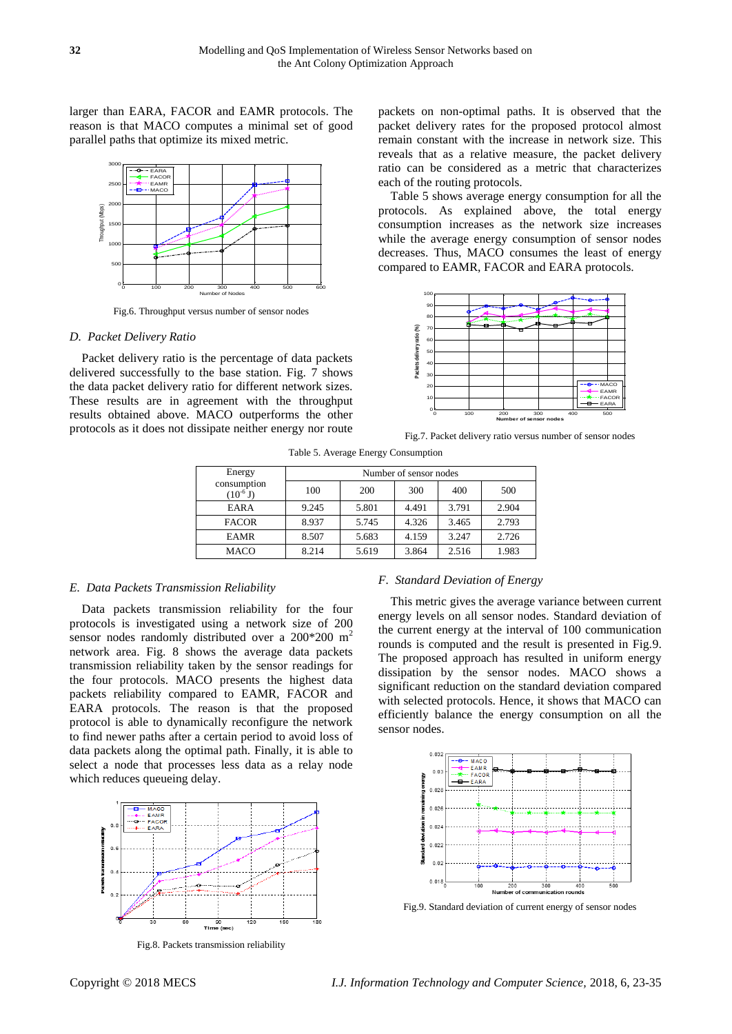larger than EARA, FACOR and EAMR protocols. The reason is that MACO computes a minimal set of good parallel paths that optimize its mixed metric.

Fig.6. Throughput versus number of sensor nodes

### D. Packet Delivery Ratio

Packet delivery ratio is the percentage of data packets delivered successfully to the base station. Fig. 7 shows the data packet delivery ratio for different network sizes. These results are in agreement with the throughput results obtained above. MACO outperforms the other protocols as it does not dissipate neither energy nor route packets on non-optimal paths. It is observed that the packet delivery rates for the proposed protocol almost remain constant with the increase in network size. This reveals that as a relative measure, the packet delivery ratio can be considered as a metric that characterizes each of the routing protocols.

Table 5 shows average energy consumption for all the protocols. As explained above, the total energy consumption increases as the network size increases while the average energy consumption of sensor nodes decreases. Thus, MACO consumes the least of energy compared to EAMR, FACOR and EARA protocols.

Fig.7. Packet delivery ratio versus number of sensor nodes

Table 5. Average Energy Consumption

| Energy consumption ($10^{-6}$ J) | Number of sensor nodes | | | | |
|---|---|---|---|---|---|
| | 100 | 200 | 300 | 400 | 500 |
| EARA | 9.245 | 5.801 | 4.491 | 3.791 | 2.904 |
| FACOR | 8.937 | 5.745 | 4.326 | 3.465 | 2.793 |
| EAMR | 8.507 | 5.683 | 4.159 | 3.247 | 2.726 |
| MACO | 8.214 | 5.619 | 3.864 | 2.516 | 1.983 |

### E. Data Packets Transmission Reliability

Data packets transmission reliability for the four protocols is investigated using a network size of 200 sensor nodes randomly distributed over a 200*200 $m^2$ network area. Fig. 8 shows the average data packets transmission reliability taken by the sensor readings for the four protocols. MACO presents the highest data packets reliability compared to EAMR, FACOR and EARA protocols. The reason is that the proposed protocol is able to dynamically reconfigure the network to find newer paths after a certain period to avoid loss of data packets along the optimal path. Finally, it is able to select a node that processes less data as a relay node which reduces queueing delay.

Fig.8. Packets transmission reliability

### F. Standard Deviation of Energy

This metric gives the average variance between current energy levels on all sensor nodes. Standard deviation of the current energy at the interval of 100 communication rounds is computed and the result is presented in Fig.9. The proposed approach has resulted in uniform energy dissipation by the sensor nodes. MACO shows a significant reduction on the standard deviation compared with selected protocols. Hence, it shows that MACO can efficiently balance the energy consumption on all the sensor nodes.

Fig.9. Standard deviation of current energy of sensor nodes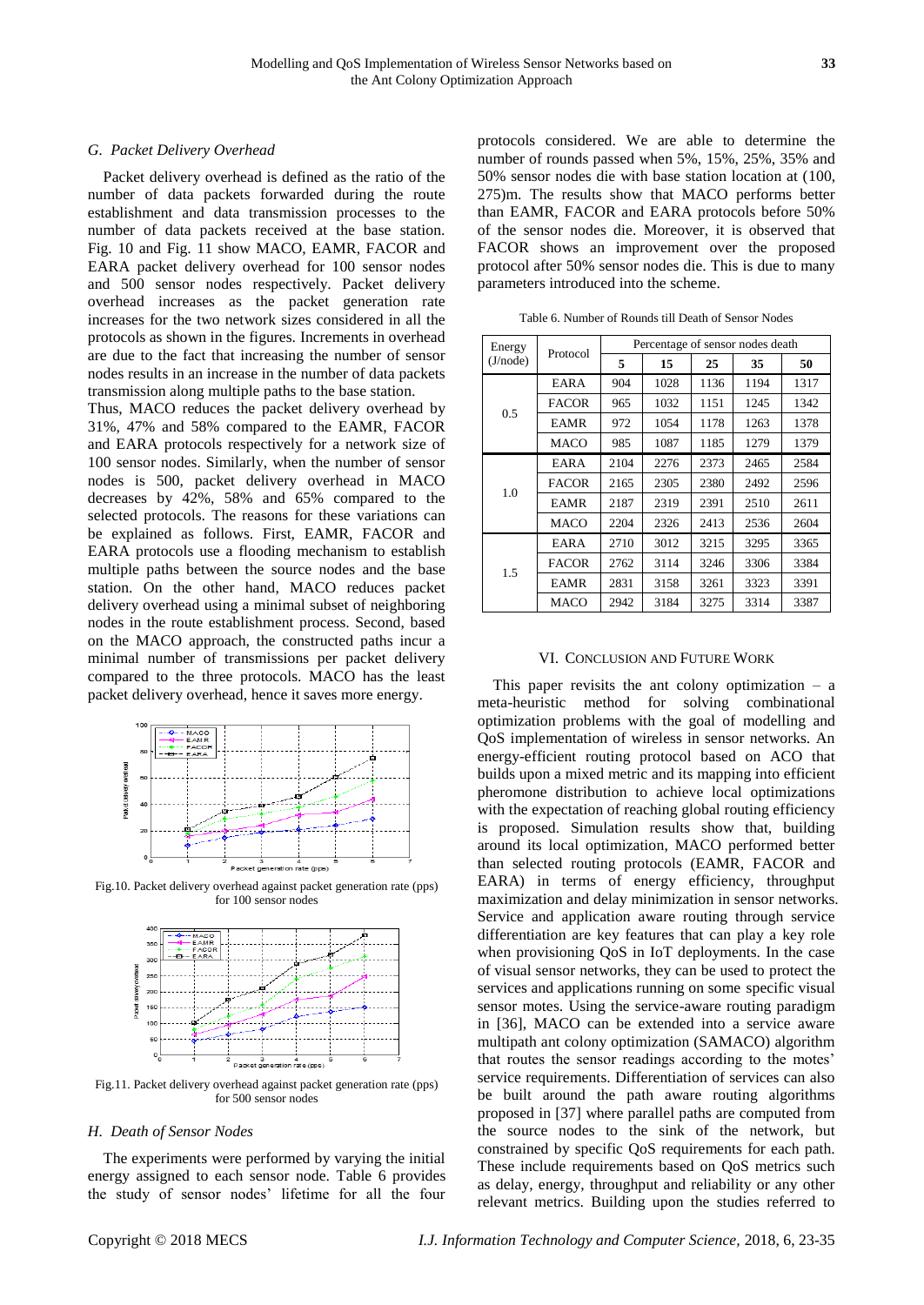### G. Packet Delivery Overhead

Packet delivery overhead is defined as the ratio of the number of data packets forwarded during the route establishment and data transmission processes to the number of data packets received at the base station. Fig. 10 and Fig. 11 show MACO, EAMR, FACOR and EARA packet delivery overhead for 100 sensor nodes and 500 sensor nodes respectively. Packet delivery overhead increases as the packet generation rate increases for the two network sizes considered in all the protocols as shown in the figures. Increments in overhead are due to the fact that increasing the number of sensor nodes results in an increase in the number of data packets transmission along multiple paths to the base station.

Thus, MACO reduces the packet delivery overhead by 31%, 47% and 58% compared to the EAMR, FACOR and EARA protocols respectively for a network size of 100 sensor nodes. Similarly, when the number of sensor nodes is 500, packet delivery overhead in MACO decreases by 42%, 58% and 65% compared to the selected protocols. The reasons for these variations can be explained as follows. First, EAMR, FACOR and EARA protocols use a flooding mechanism to establish multiple paths between the source nodes and the base station. On the other hand, MACO reduces packet delivery overhead using a minimal subset of neighboring nodes in the route establishment process. Second, based on the MACO approach, the constructed paths incur a minimal number of transmissions per packet delivery compared to the three protocols. MACO has the least packet delivery overhead, hence it saves more energy.

Fig.10. Packet delivery overhead against packet generation rate (pps) for 100 sensor nodes

Fig.11. Packet delivery overhead against packet generation rate (pps) for 500 sensor nodes

### H. Death of Sensor Nodes

The experiments were performed by varying the initial energy assigned to each sensor node. Table 6 provides the study of sensor nodes' lifetime for all the four protocols considered. We are able to determine the number of rounds passed when 5%, 15%, 25%, 35% and 50% sensor nodes die with base station location at (100, 275)m. The results show that MACO performs better than EAMR, FACOR and EARA protocols before 50% of the sensor nodes die. Moreover, it is observed that FACOR shows an improvement over the proposed protocol after 50% sensor nodes die. This is due to many parameters introduced into the scheme.

Table 6. Number of Rounds till Death of Sensor Nodes

| Energy (J/node) | Protocol | Percentage of sensor nodes death | | | | |
|---|---|---|---|---|---|---|
| | | **5** | **15** | **25** | **35** | **50** |
| 0.5 | EARA | 904 | 1028 | 1136 | 1194 | 1317 |
| | FACOR | 965 | 1032 | 1151 | 1245 | 1342 |
| | EAMR | 972 | 1054 | 1178 | 1263 | 1378 |
| | MACO | 985 | 1087 | 1185 | 1279 | 1379 |
| 1.0 | EARA | 2104 | 2276 | 2373 | 2465 | 2584 |
| | FACOR | 2165 | 2305 | 2380 | 2492 | 2596 |
| | EAMR | 2187 | 2319 | 2391 | 2510 | 2611 |
| | MACO | 2204 | 2326 | 2413 | 2536 | 2604 |
| 1.5 | EARA | 2710 | 3012 | 3215 | 3295 | 3365 |
| | FACOR | 2762 | 3114 | 3246 | 3306 | 3384 |
| | EAMR | 2831 | 3158 | 3261 | 3323 | 3391 |
| | MACO | 2942 | 3184 | 3275 | 3314 | 3387 |

## VI. Conclusion and Future Work

This paper revisits the ant colony optimization – a meta-heuristic method for solving combinational optimization problems with the goal of modelling and QoS implementation of wireless sensor networks. An energy-efficient routing protocol based on ACO that builds upon a mixed metric and its mapping into efficient pheromone distribution to achieve local optimizations with the expectation of reaching global routing efficiency is proposed. Simulation results show that, building around its local optimization, MACO performed better than selected routing protocols (EAMR, FACOR and EARA) in terms of energy efficiency, throughput maximization and delay minimization in sensor networks. Service and application aware routing through service differentiation are key features that can play a key role when provisioning QoS in IoT deployments. In the case of visual sensor networks, they can be used to protect the services and applications running on some specific visual sensor motes. Using the service-aware routing paradigm in [36], MACO can be extended into a service aware multipath ant colony optimization (SAMACO) algorithm that routes the sensor readings according to the motes' service requirements. Differentiation of services can also be built around the path aware routing algorithms proposed in [37] where parallel paths are computed from the source nodes to the sink of the network, but constrained by specific QoS requirements for each path. These include requirements based on QoS metrics such as delay, energy, throughput and reliability or any other relevant metrics. Building upon the studies referred to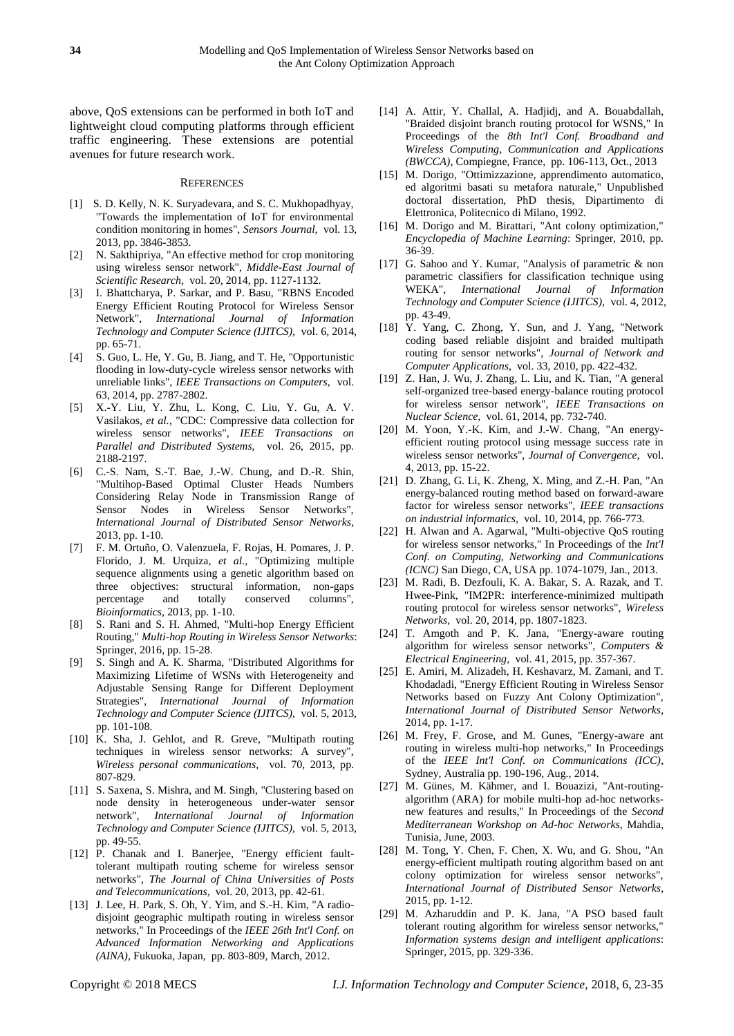above, QoS extensions can be performed in both IoT and lightweight cloud computing platforms through efficient traffic engineering. These extensions are potential avenues for future research work.

## References

[1] S. D. Kelly, N. K. Suryadevara, and S. C. Mukhopadhyay, "Towards the implementation of IoT for environmental condition monitoring in homes", *Sensors Journal,* vol. 13, 2013, pp. 3846-3853.

[2] N. Sakthipriya, "An effective method for crop monitoring using wireless sensor network", *Middle-East Journal of Scientific Research,* vol. 20, 2014, pp. 1127-1132.

[3] I. Bhattcharya, P. Sarkar, and P. Basu, "RBNS Encoded Energy Efficient Routing Protocol for Wireless Sensor Network", *International Journal of Information Technology and Computer Science (IJITCS),* vol. 6, 2014, pp. 65-71.

[4] S. Guo, L. He, Y. Gu, B. Jiang, and T. He, "Opportunistic flooding in low-duty-cycle wireless sensor networks with unreliable links", *IEEE Transactions on Computers,* vol. 63, 2014, pp. 2787-2802.

[5] X.-Y. Liu, Y. Zhu, L. Kong, C. Liu, Y. Gu, A. V. Vasilakos, *et al.*, "CDC: Compressive data collection for wireless sensor networks", *IEEE Transactions on Parallel and Distributed Systems,* vol. 26, 2015, pp. 2188-2197.

[6] C.-S. Nam, S.-T. Bae, J.-W. Chung, and D.-R. Shin, "Multihop-Based Optimal Cluster Heads Numbers Considering Relay Node in Transmission Range of Sensor Nodes in Wireless Sensor Networks", *International Journal of Distributed Sensor Networks*, 2013, pp. 1-10.

[7] F. M. Ortuño, O. Valenzuela, F. Rojas, H. Pomares, J. P. Florido, J. M. Urquiza*, et al.*, "Optimizing multiple sequence alignments using a genetic algorithm based on three objectives: structural information, non-gaps percentage and totally conserved columns", *Bioinformatics*, 2013, pp. 1-10.

[8] S. Rani and S. H. Ahmed, "Multi-hop Energy Efficient Routing," *Multi-hop Routing in Wireless Sensor Networks*: Springer, 2016, pp. 15-28.

[9] S. Singh and A. K. Sharma, "Distributed Algorithms for Maximizing Lifetime of WSNs with Heterogeneity and Adjustable Sensing Range for Different Deployment Strategies", *International Journal of Information Technology and Computer Science (IJITCS),* vol. 5, 2013, pp. 101-108.

[10] K. Sha, J. Gehlot, and R. Greve, "Multipath routing techniques in wireless sensor networks: A survey", *Wireless personal communications,* vol. 70, 2013, pp. 807-829.

[11] S. Saxena, S. Mishra, and M. Singh, "Clustering based on node density in heterogeneous under-water sensor network", *International Journal of Information Technology and Computer Science (IJITCS),* vol. 5, 2013, pp. 49-55.

[12] P. Chanak and I. Banerjee, "Energy efficient fault-tolerant multipath routing scheme for wireless sensor networks", *The Journal of China Universities of Posts and Telecommunications,* vol. 20, 2013, pp. 42-61.

[13] J. Lee, H. Park, S. Oh, Y. Yim, and S.-H. Kim, "A radio-disjoint geographic multipath routing in wireless sensor networks," In Proceedings of the *IEEE 26th Int'l Conf. on Advanced Information Networking and Applications (AINA)*, Fukuoka, Japan, pp. 803-809, March, 2012.

[14] A. Attir, Y. Challal, A. Hadjidj, and A. Bouabdallah, "Braided disjoint branch routing protocol for WSNS," In Proceedings of the *8th Int'l Conf. Broadband and Wireless Computing, Communication and Applications (BWCCA)*, Compiegne, France, pp. 106-113, Oct., 2013

[15] M. Dorigo, "Ottimizzazione, apprendimento automatico, ed algoritmi basati su metafora naturale," Unpublished doctoral dissertation, PhD thesis, Dipartimento di Elettronica, Politecnico di Milano, 1992.

[16] M. Dorigo and M. Birattari, "Ant colony optimization," *Encyclopedia of Machine Learning*: Springer, 2010, pp. 36-39.

[17] G. Sahoo and Y. Kumar, "Analysis of parametric & non parametric classifiers for classification technique using WEKA", *International Journal of Information Technology and Computer Science (IJITCS),* vol. 4, 2012, pp. 43-49.

[18] Y. Yang, C. Zhong, Y. Sun, and J. Yang, "Network coding based reliable disjoint and braided multipath routing for sensor networks", *Journal of Network and Computer Applications,* vol. 33, 2010, pp. 422-432.

[19] Z. Han, J. Wu, J. Zhang, L. Liu, and K. Tian, "A general self-organized tree-based energy-balance routing protocol for wireless sensor network", *IEEE Transactions on Nuclear Science,* vol. 61, 2014, pp. 732-740.

[20] M. Yoon, Y.-K. Kim, and J.-W. Chang, "An energy-efficient routing protocol using message success rate in wireless sensor networks", *Journal of Convergence,* vol. 4, 2013, pp. 15-22.

[21] D. Zhang, G. Li, K. Zheng, X. Ming, and Z.-H. Pan, "An energy-balanced routing method based on forward-aware factor for wireless sensor networks", *IEEE transactions on industrial informatics,* vol. 10, 2014, pp. 766-773.

[22] H. Alwan and A. Agarwal, "Multi-objective QoS routing for wireless sensor networks," In Proceedings of the *Int'l Conf. on Computing, Networking and Communications (ICNC)* San Diego, CA, USA pp. 1074-1079, Jan., 2013.

[23] M. Radi, B. Dezfouli, K. A. Bakar, S. A. Razak, and T. Hwee-Pink, "IM2PR: interference-minimized multipath routing protocol for wireless sensor networks", *Wireless Networks,* vol. 20, 2014, pp. 1807-1823.

[24] T. Amgoth and P. K. Jana, "Energy-aware routing algorithm for wireless sensor networks", *Computers & Electrical Engineering,* vol. 41, 2015, pp. 357-367.

[25] E. Amiri, M. Alizadeh, H. Keshavarz, M. Zamani, and T. Khodadadi, "Energy Efficient Routing in Wireless Sensor Networks based on Fuzzy Ant Colony Optimization", *International Journal of Distributed Sensor Networks*, 2014, pp. 1-17.

[26] M. Frey, F. Grose, and M. Gunes, "Energy-aware ant routing in wireless multi-hop networks," In Proceedings of the *IEEE Int'l Conf. on Communications (ICC)*, Sydney, Australia pp. 190-196, Aug., 2014.

[27] M. Günes, M. Kähmer, and I. Bouazizi, "Ant-routing-algorithm (ARA) for mobile multi-hop ad-hoc networks-new features and results," In Proceedings of the *Second Mediterranean Workshop on Ad-hoc Networks*, Mahdia, Tunisia, June, 2003.

[28] M. Tong, Y. Chen, F. Chen, X. Wu, and G. Shou, "An energy-efficient multipath routing algorithm based on ant colony optimization for wireless sensor networks", *International Journal of Distributed Sensor Networks*, 2015, pp. 1-12.

[29] M. Azharuddin and P. K. Jana, "A PSO based fault tolerant routing algorithm for wireless sensor networks," *Information systems design and intelligent applications*: Springer, 2015, pp. 329-336.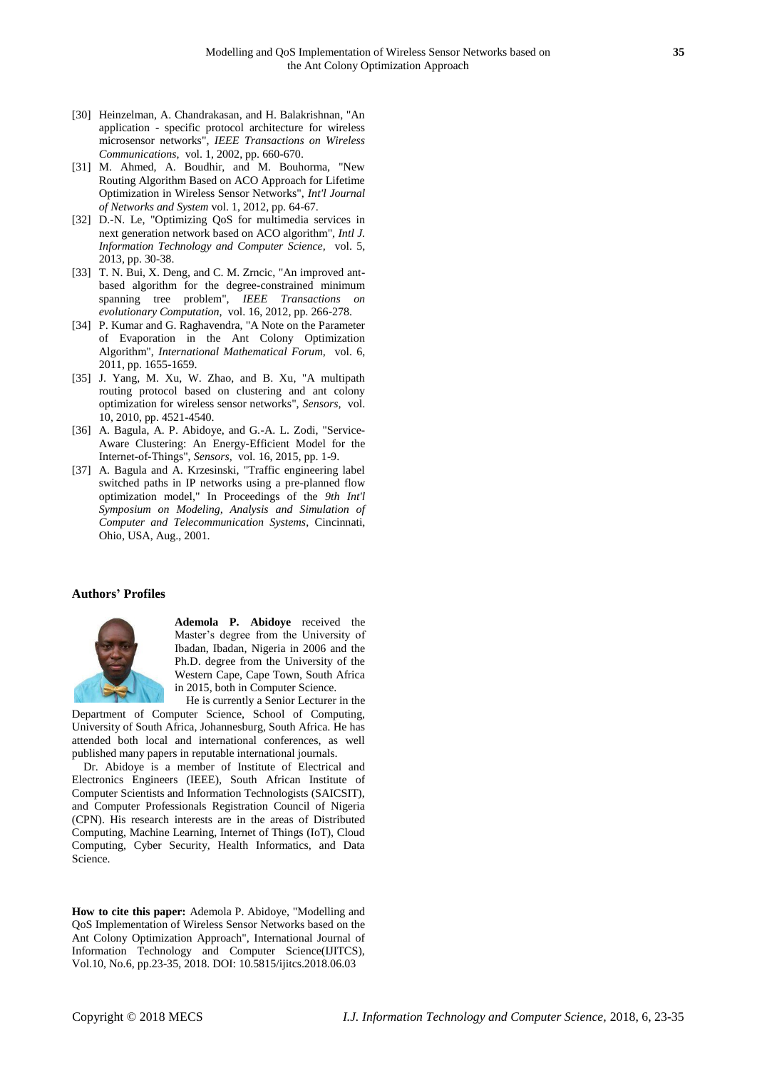[30] Heinzelman, A. Chandrakasan, and H. Balakrishnan, "An application - specific protocol architecture for wireless microsensor networks", *IEEE Transactions on Wireless Communications,* vol. 1, 2002, pp. 660-670.

[31] M. Ahmed, A. Boudhir, and M. Bouhorma, "New Routing Algorithm Based on ACO Approach for Lifetime Optimization in Wireless Sensor Networks", *Int'l Journal of Networks and System* vol. 1, 2012, pp. 64-67.

[32] D.-N. Le, "Optimizing QoS for multimedia services in next generation network based on ACO algorithm", *Intl J. Information Technology and Computer Science,* vol. 5, 2013, pp. 30-38.

[33] T. N. Bui, X. Deng, and C. M. Zrncic, "An improved ant-based algorithm for the degree-constrained minimum spanning tree problem", *IEEE Transactions on evolutionary Computation,* vol. 16, 2012, pp. 266-278.

[34] P. Kumar and G. Raghavendra, "A Note on the Parameter of Evaporation in the Ant Colony Optimization Algorithm", *International Mathematical Forum,* vol. 6, 2011, pp. 1655-1659.

[35] J. Yang, M. Xu, W. Zhao, and B. Xu, "A multipath routing protocol based on clustering and ant colony optimization for wireless sensor networks", *Sensors,* vol. 10, 2010, pp. 4521-4540.

[36] A. Bagula, A. P. Abidoye, and G.-A. L. Zodi, "Service-Aware Clustering: An Energy-Efficient Model for the Internet-of-Things", *Sensors,* vol. 16, 2015, pp. 1-9.

[37] A. Bagula and A. Krzesinski, "Traffic engineering label switched paths in IP networks using a pre-planned flow optimization model," In Proceedings of the *9th Int'l Symposium on Modeling, Analysis and Simulation of Computer and Telecommunication Systems*, Cincinnati, Ohio, USA, Aug., 2001.

## Authors' Profiles

**Ademola P. Abidoye** received the Master's degree from the University of Ibadan, Ibadan, Nigeria in 2006 and the Ph.D. degree from the University of the Western Cape, Cape Town, South Africa in 2015, both in Computer Science.

He is currently a Senior Lecturer in the Department of Computer Science, School of Computing, University of South Africa, Johannesburg, South Africa. He has attended both local and international conferences, as well published many papers in reputable international journals.

Dr. Abidoye is a member of Institute of Electrical and Electronics Engineers (IEEE), South African Institute of Computer Scientists and Information Technologists (SAICSIT), and Computer Professionals Registration Council of Nigeria (CPN). His research interests are in the areas of Distributed Computing, Machine Learning, Internet of Things (IoT), Cloud Computing, Cyber Security, Health Informatics, and Data Science.

**How to cite this paper:** Ademola P. Abidoye, "Modelling and QoS Implementation of Wireless Sensor Networks based on the Ant Colony Optimization Approach", International Journal of Information Technology and Computer Science(IJITCS), Vol.10, No.6, pp.23-35, 2018. DOI: 10.5815/ijitcs.2018.06.03